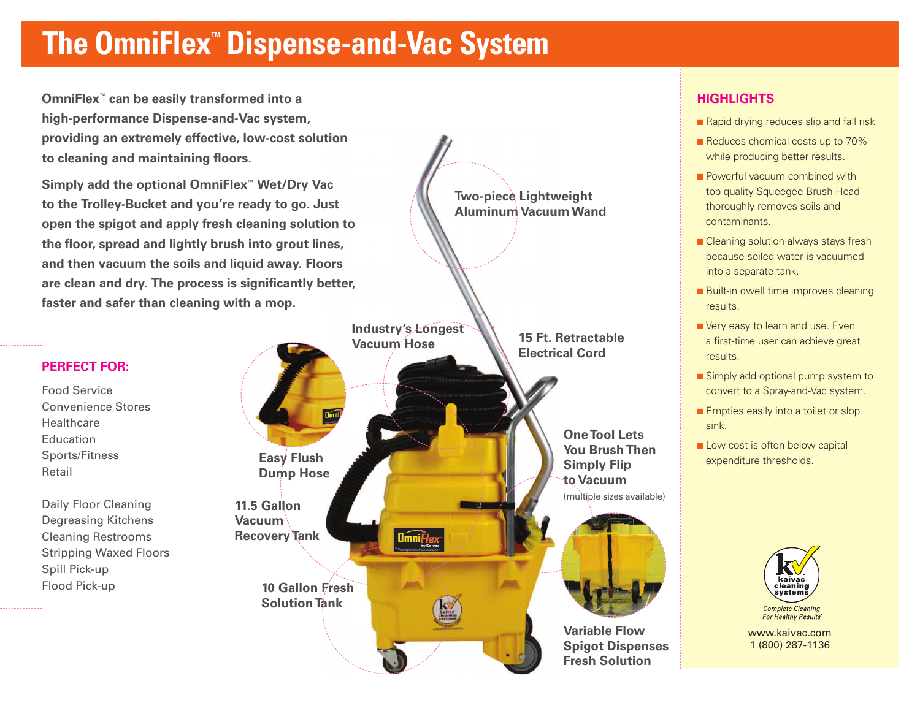# The OmniFlex™ Dispense-and-Vac System

**OmniFlex™ can be easily transformed into a high-performance Dispense-and-Vac system, providing an extremely effective, low-cost solution to cleaning and maintaining floors.**

**Simply add the optional OmniFlex™ Wet/Dry Vac to the Trolley-Bucket and you're ready to go. Just open the spigot and apply fresh cleaning solution to the floor, spread and lightly brush into grout lines, and then vacuum the soils and liquid away. Floors are clean and dry. The process is significantly better, faster and safer than cleaning with a mop.**

## PERFECT FOR:

Food Service
Convenience Stores
Healthcare
Education
Sports/Fitness
Retail

Daily Floor Cleaning
Degreasing Kitchens
Cleaning Restrooms
Stripping Waxed Floors
Spill Pick-up
Flood Pick-up

**Two-piece Lightweight Aluminum Vacuum Wand**

**Industry's Longest Vacuum Hose**

**15 Ft. Retractable Electrical Cord**

**Easy Flush Dump Hose**

**One Tool Lets You Brush Then Simply Flip to Vacuum** (multiple sizes available)

**11.5 Gallon Vacuum Recovery Tank**

**10 Gallon Fresh Solution Tank**

**Variable Flow Spigot Dispenses Fresh Solution**

## HIGHLIGHTS

- Rapid drying reduces slip and fall risk
- Reduces chemical costs up to 70% while producing better results.
- Powerful vacuum combined with top quality Squeegee Brush Head thoroughly removes soils and contaminants.
- Cleaning solution always stays fresh because soiled water is vacuumed into a separate tank.
- Built-in dwell time improves cleaning results.
- Very easy to learn and use. Even a first-time user can achieve great results.
- Simply add optional pump system to convert to a Spray-and-Vac system.
- Empties easily into a toilet or slop sink.
- Low cost is often below capital expenditure thresholds.

kaivac cleaning systems
*Complete Cleaning For Healthy Results™*

www.kaivac.com
1 (800) 287-1136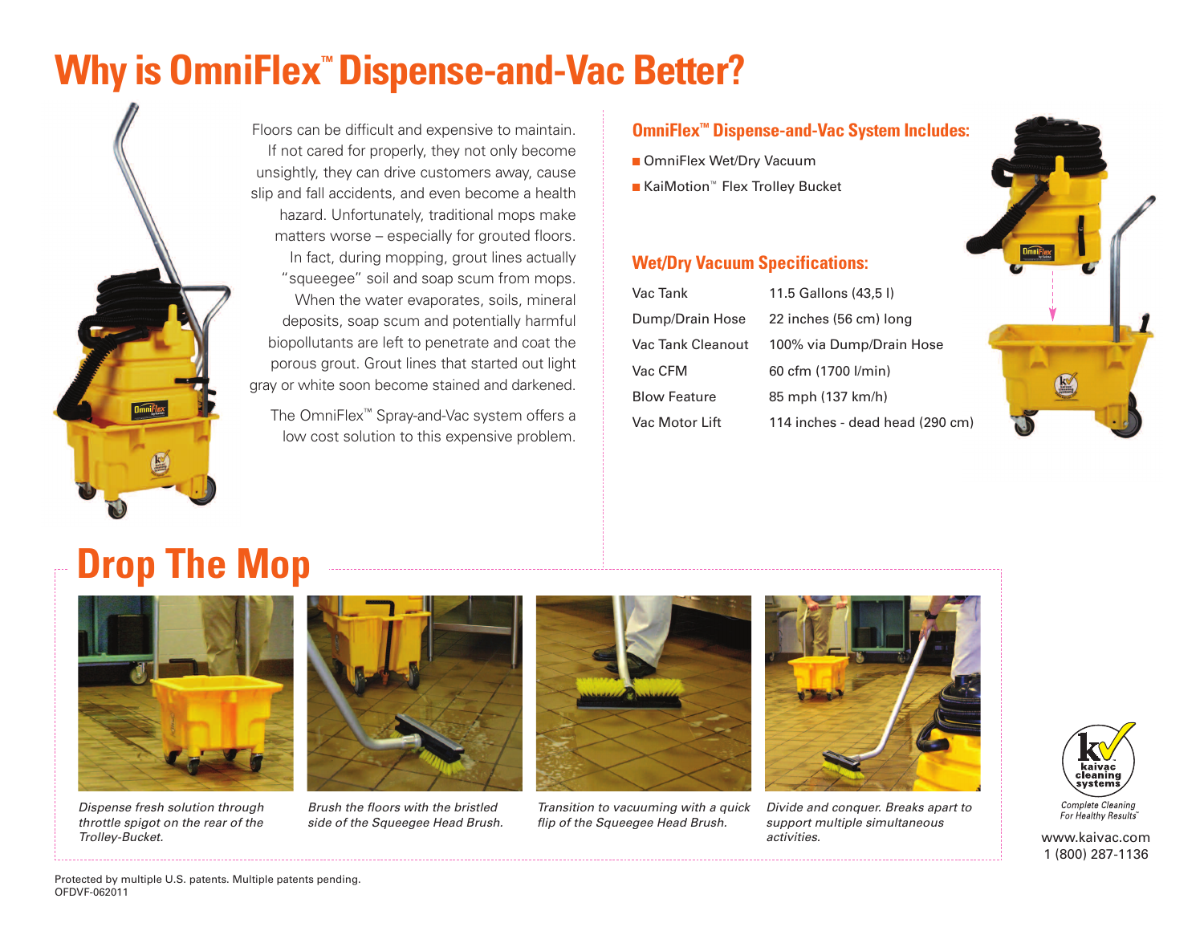# Why is OmniFlex™ Dispense-and-Vac Better?

Floors can be difficult and expensive to maintain. If not cared for properly, they not only become unsightly, they can drive customers away, cause slip and fall accidents, and even become a health hazard. Unfortunately, traditional mops make matters worse – especially for grouted floors. In fact, during mopping, grout lines actually "squeegee" soil and soap scum from mops. When the water evaporates, soils, mineral deposits, soap scum and potentially harmful biopollutants are left to penetrate and coat the porous grout. Grout lines that started out light gray or white soon become stained and darkened.

The OmniFlex™ Spray-and-Vac system offers a low cost solution to this expensive problem.

## OmniFlex™ Dispense-and-Vac System Includes:

- OmniFlex Wet/Dry Vacuum
- KaiMotion™ Flex Trolley Bucket

## Wet/Dry Vacuum Specifications:

| | |
|---|---|
| Vac Tank | 11.5 Gallons (43,5 l) |
| Dump/Drain Hose | 22 inches (56 cm) long |
| Vac Tank Cleanout | 100% via Dump/Drain Hose |
| Vac CFM | 60 cfm (1700 l/min) |
| Blow Feature | 85 mph (137 km/h) |
| Vac Motor Lift | 114 inches - dead head (290 cm) |

# Drop The Mop

*Dispense fresh solution through throttle spigot on the rear of the Trolley-Bucket.*

*Brush the floors with the bristled side of the Squeegee Head Brush.*

*Transition to vacuuming with a quick flip of the Squeegee Head Brush.*

*Divide and conquer. Breaks apart to support multiple simultaneous activities.*

kaivac cleaning systems

Complete Cleaning For Healthy Results™

www.kaivac.com
1 (800) 287-1136

Protected by multiple U.S. patents. Multiple patents pending.
OFDVF-062011